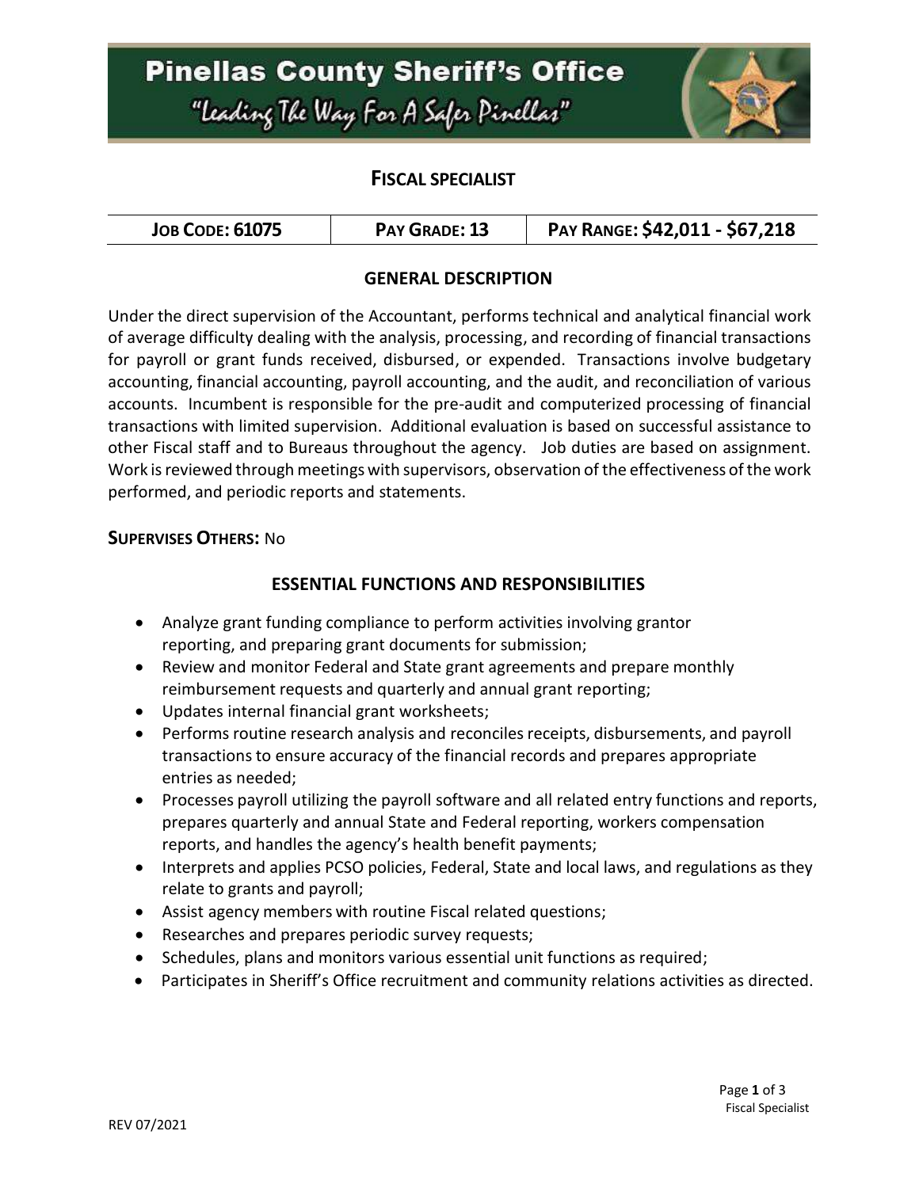# Pinellas County Sheriff's Office

"Leading The Way For A Safer Pinellas"

## FISCAL SPECIALIST

| JOB CODE: 61075 | PAY GRADE: 13 | PAY RANGE: $42,011 - $67,218 |
|---|---|---|

### GENERAL DESCRIPTION

Under the direct supervision of the Accountant, performs technical and analytical financial work of average difficulty dealing with the analysis, processing, and recording of financial transactions for payroll or grant funds received, disbursed, or expended. Transactions involve budgetary accounting, financial accounting, payroll accounting, and the audit, and reconciliation of various accounts. Incumbent is responsible for the pre-audit and computerized processing of financial transactions with limited supervision. Additional evaluation is based on successful assistance to other Fiscal staff and to Bureaus throughout the agency. Job duties are based on assignment. Work is reviewed through meetings with supervisors, observation of the effectiveness of the work performed, and periodic reports and statements.

**SUPERVISES OTHERS:** No

### ESSENTIAL FUNCTIONS AND RESPONSIBILITIES

- Analyze grant funding compliance to perform activities involving grantor reporting, and preparing grant documents for submission;
- Review and monitor Federal and State grant agreements and prepare monthly reimbursement requests and quarterly and annual grant reporting;
- Updates internal financial grant worksheets;
- Performs routine research analysis and reconciles receipts, disbursements, and payroll transactions to ensure accuracy of the financial records and prepares appropriate entries as needed;
- Processes payroll utilizing the payroll software and all related entry functions and reports, prepares quarterly and annual State and Federal reporting, workers compensation reports, and handles the agency's health benefit payments;
- Interprets and applies PCSO policies, Federal, State and local laws, and regulations as they relate to grants and payroll;
- Assist agency members with routine Fiscal related questions;
- Researches and prepares periodic survey requests;
- Schedules, plans and monitors various essential unit functions as required;
- Participates in Sheriff's Office recruitment and community relations activities as directed.

REV 07/2021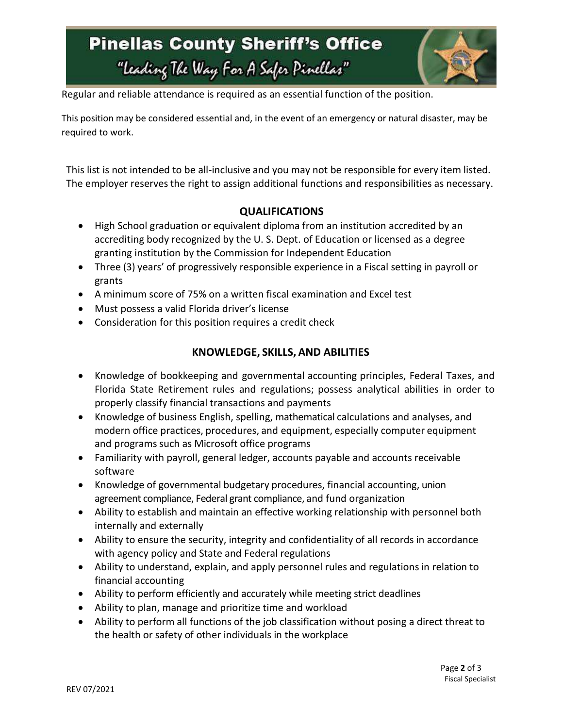Regular and reliable attendance is required as an essential function of the position.

This position may be considered essential and, in the event of an emergency or natural disaster, may be required to work.

This list is not intended to be all-inclusive and you may not be responsible for every item listed. The employer reserves the right to assign additional functions and responsibilities as necessary.

## QUALIFICATIONS

- High School graduation or equivalent diploma from an institution accredited by an accrediting body recognized by the U. S. Dept. of Education or licensed as a degree granting institution by the Commission for Independent Education
- Three (3) years' of progressively responsible experience in a Fiscal setting in payroll or grants
- A minimum score of 75% on a written fiscal examination and Excel test
- Must possess a valid Florida driver's license
- Consideration for this position requires a credit check

## KNOWLEDGE, SKILLS, AND ABILITIES

- Knowledge of bookkeeping and governmental accounting principles, Federal Taxes, and Florida State Retirement rules and regulations; possess analytical abilities in order to properly classify financial transactions and payments
- Knowledge of business English, spelling, mathematical calculations and analyses, and modern office practices, procedures, and equipment, especially computer equipment and programs such as Microsoft office programs
- Familiarity with payroll, general ledger, accounts payable and accounts receivable software
- Knowledge of governmental budgetary procedures, financial accounting, union agreement compliance, Federal grant compliance, and fund organization
- Ability to establish and maintain an effective working relationship with personnel both internally and externally
- Ability to ensure the security, integrity and confidentiality of all records in accordance with agency policy and State and Federal regulations
- Ability to understand, explain, and apply personnel rules and regulations in relation to financial accounting
- Ability to perform efficiently and accurately while meeting strict deadlines
- Ability to plan, manage and prioritize time and workload
- Ability to perform all functions of the job classification without posing a direct threat to the health or safety of other individuals in the workplace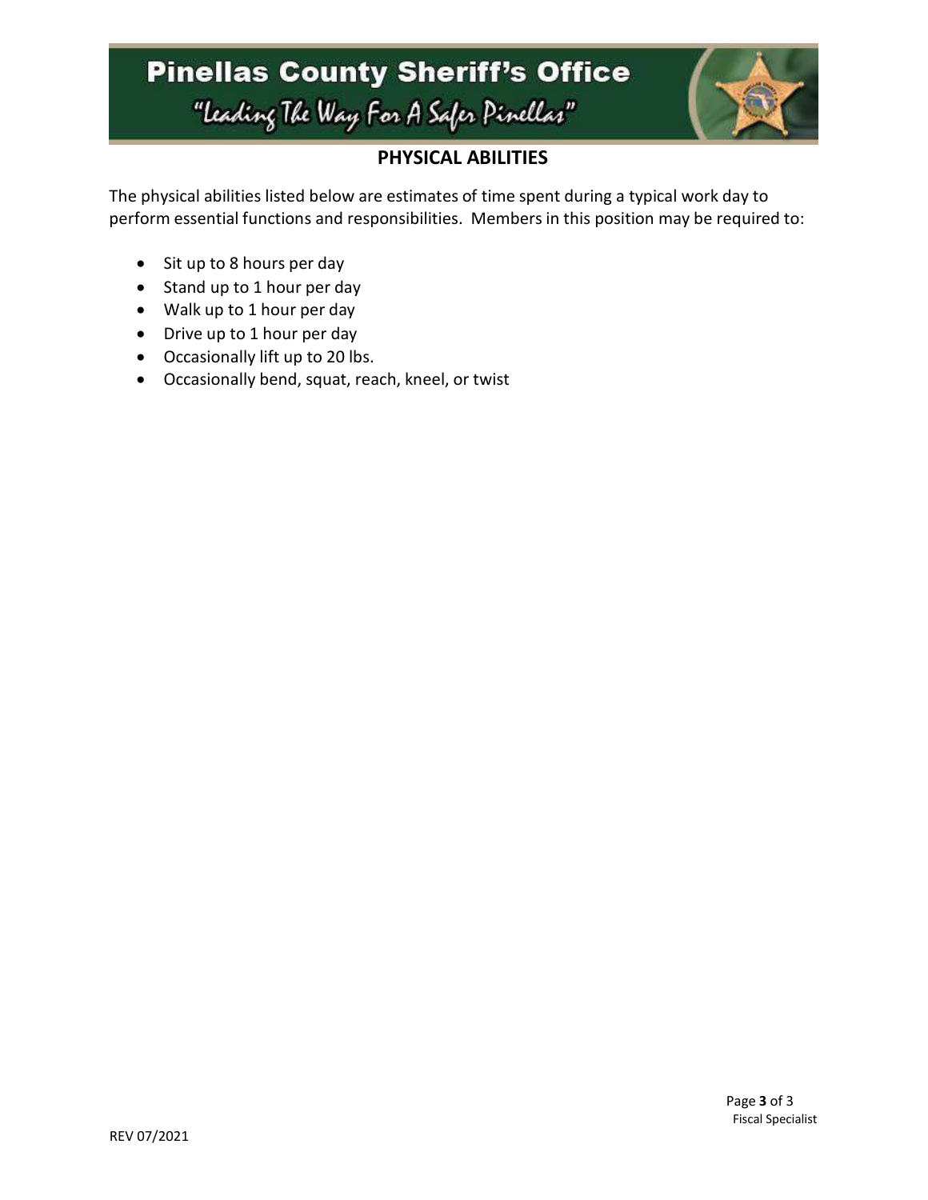## PHYSICAL ABILITIES

The physical abilities listed below are estimates of time spent during a typical work day to perform essential functions and responsibilities. Members in this position may be required to:

- Sit up to 8 hours per day
- Stand up to 1 hour per day
- Walk up to 1 hour per day
- Drive up to 1 hour per day
- Occasionally lift up to 20 lbs.
- Occasionally bend, squat, reach, kneel, or twist